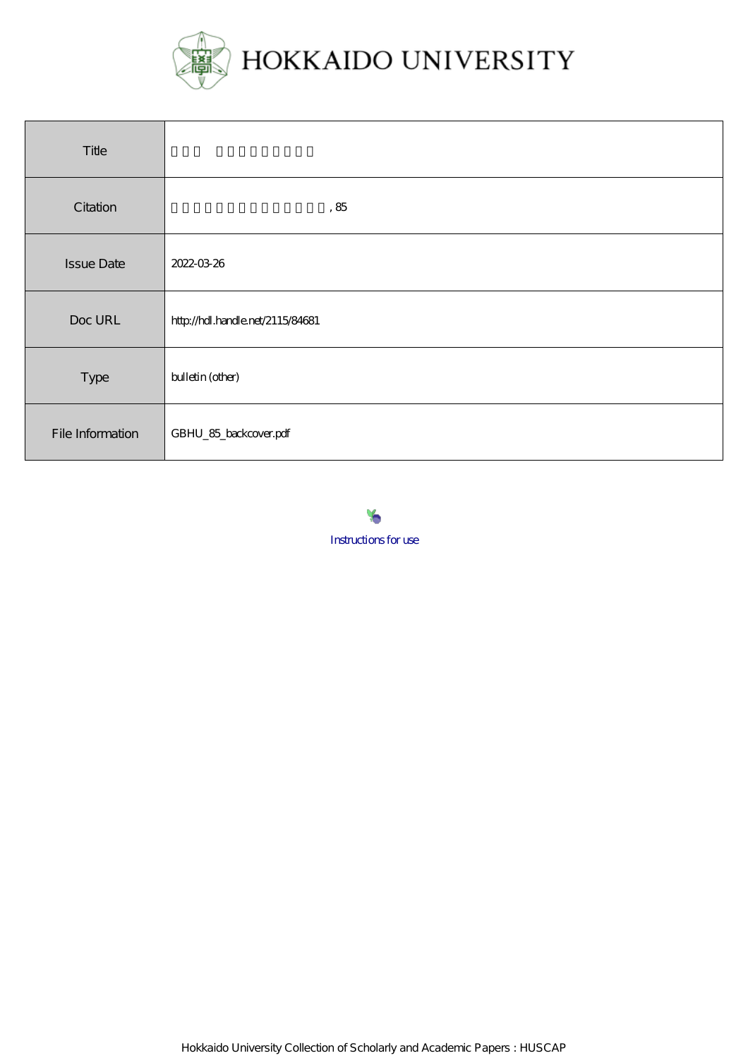# HOKKAIDO UNIVERSITY

| Title | □□□ □□□□□□□□□ |
| --- | --- |
| Citation | □□□□□□□□□□□□□□□□, 85 |
| Issue Date | 2022-03-26 |
| Doc URL | http://hdl.handle.net/2115/84681 |
| Type | bulletin (other) |
| File Information | GBHU_85_backcover.pdf |

Instructions for use

Hokkaido University Collection of Scholarly and Academic Papers : HUSCAP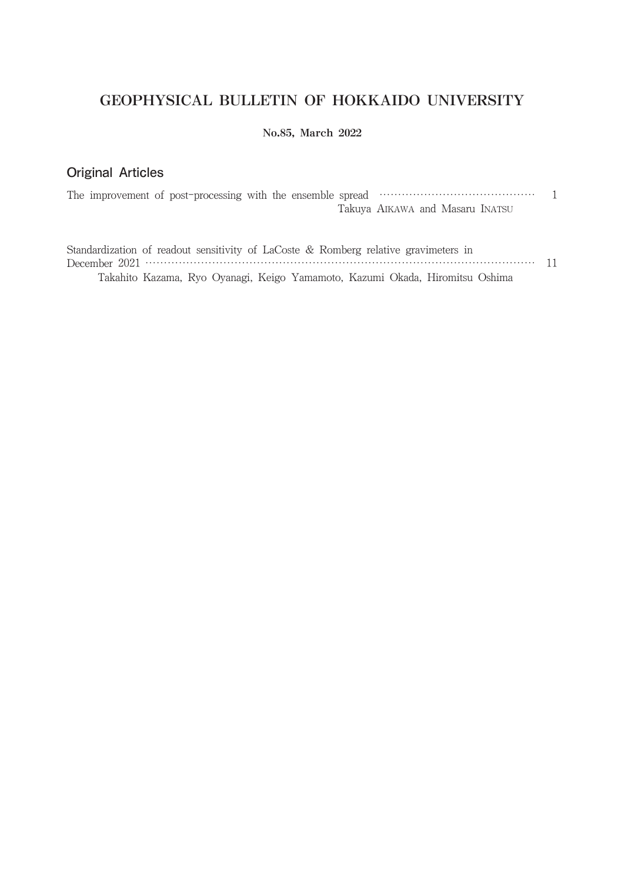# GEOPHYSICAL BULLETIN OF HOKKAIDO UNIVERSITY

**No.85, March 2022**

## Original Articles

The improvement of post-processing with the ensemble spread ........................................ 1
Takuya AIKAWA and Masaru INATSU

Standardization of readout sensitivity of LaCoste & Romberg relative gravimeters in December 2021 ........................................................................................................ 11
Takahito Kazama, Ryo Oyanagi, Keigo Yamamoto, Kazumi Okada, Hiromitsu Oshima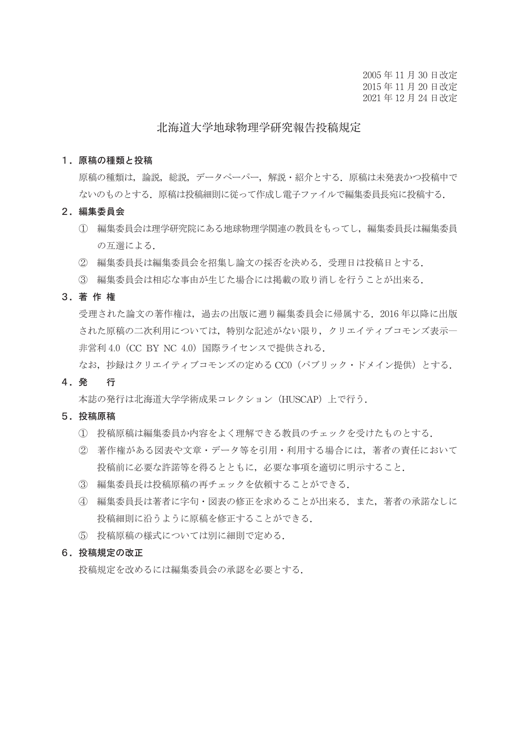2005 年 11 月 30 日改定
2015 年 11 月 20 日改定
2021 年 12 月 24 日改定

# 北海道大学地球物理学研究報告投稿規定

## １．原稿の種類と投稿

原稿の種類は，論説，総説，データペーパー，解説・紹介とする．原稿は未発表かつ投稿中でないのものとする．原稿は投稿細則に従って作成し電子ファイルで編集委員長宛に投稿する．

## ２．編集委員会

① 編集委員会は理学研究院にある地球物理学関連の教員をもってし，編集委員長は編集委員の互選による．

② 編集委員長は編集委員会を招集し論文の採否を決める．受理日は投稿日とする．

③ 編集委員会は相応な事由が生じた場合には掲載の取り消しを行うことが出来る．

## ３．著 作 権

受理された論文の著作権は，過去の出版に遡り編集委員会に帰属する．2016 年以降に出版された原稿の二次利用については，特別な記述がない限り，クリエイティブコモンズ表示―非営利 4.0（CC BY NC 4.0）国際ライセンスで提供される．

なお，抄録はクリエイティブコモンズの定める CC0（パブリック・ドメイン提供）とする．

## ４．発　　行

本誌の発行は北海道大学学術成果コレクション（HUSCAP）上で行う．

## ５．投稿原稿

① 投稿原稿は編集委員か内容をよく理解できる教員のチェックを受けたものとする．

② 著作権がある図表や文章・データ等を引用・利用する場合には，著者の責任において投稿前に必要な許諾等を得るとともに，必要な事項を適切に明示すること．

③ 編集委員長は投稿原稿の再チェックを依頼することができる．

④ 編集委員長は著者に字句・図表の修正を求めることが出来る．また，著者の承諾なしに投稿細則に沿うように原稿を修正することができる．

⑤ 投稿原稿の様式については別に細則で定める．

## ６．投稿規定の改正

投稿規定を改めるには編集委員会の承認を必要とする．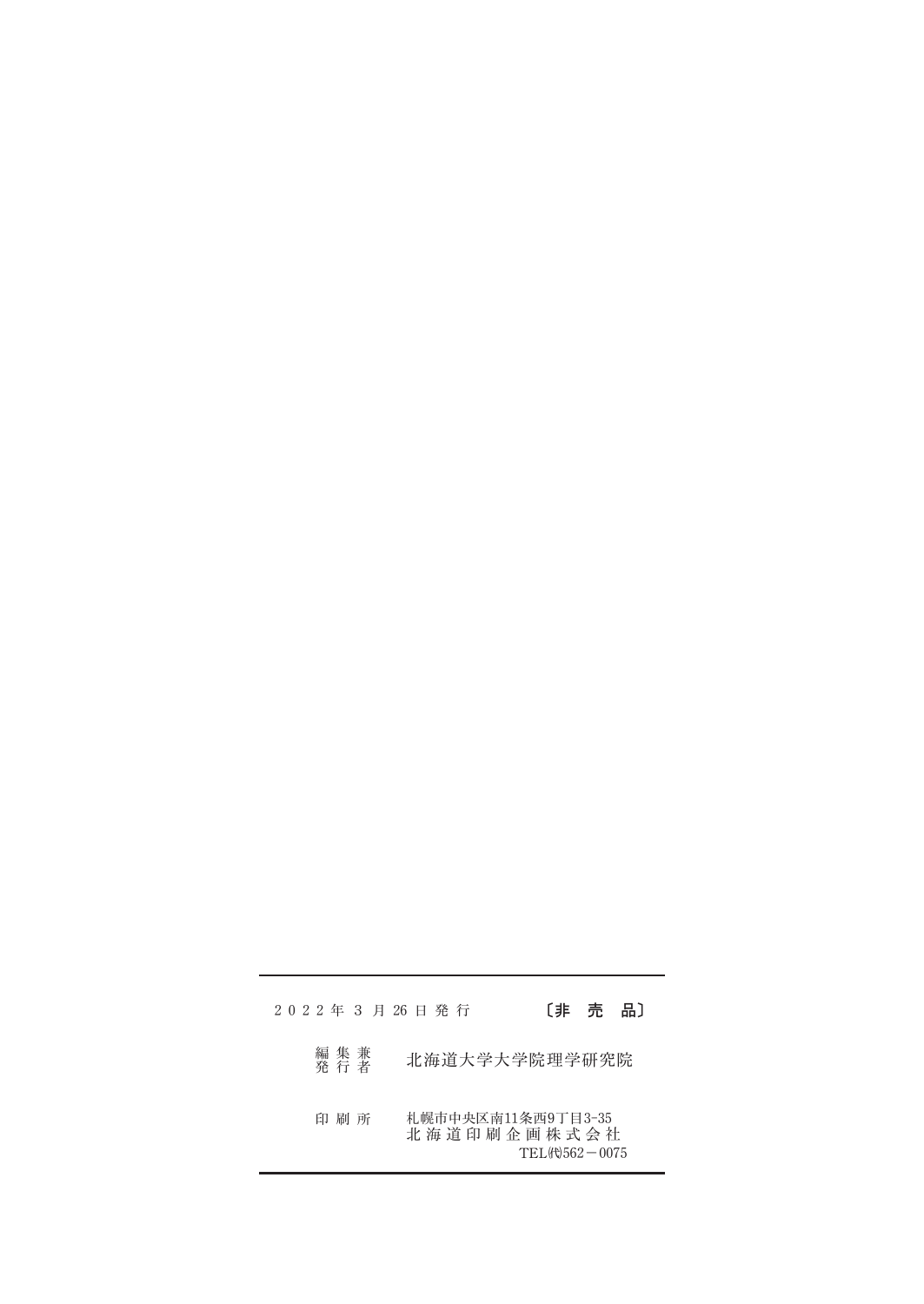2022年 3 月 26 日 発 行　　　　〔非 売 品〕

| | |
|---|---|
| 編集兼発行者 | 北海道大学大学院理学研究院 |
| 印刷所 | 札幌市中央区南11条西9丁目3-35<br>北海道印刷企画株式会社<br>TEL㈹562－0075 |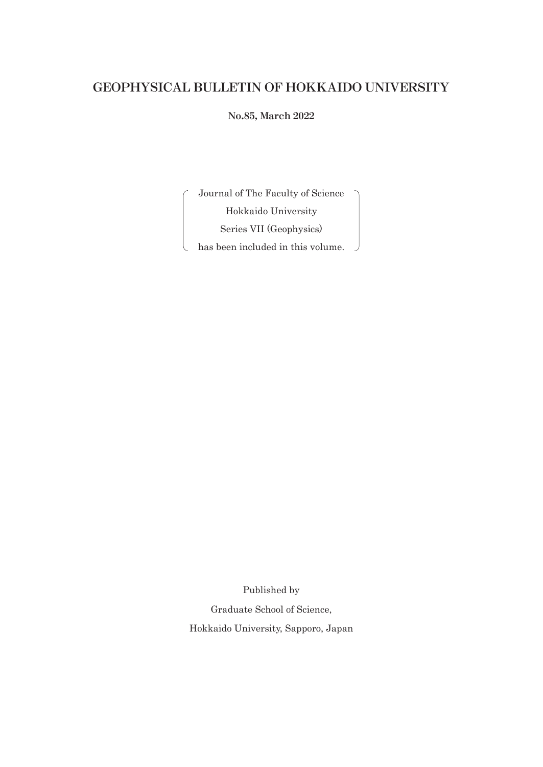# GEOPHYSICAL BULLETIN OF HOKKAIDO UNIVERSITY

**No.85, March 2022**

Journal of The Faculty of Science
Hokkaido University
Series VII (Geophysics)
has been included in this volume.

Published by
Graduate School of Science,
Hokkaido University, Sapporo, Japan